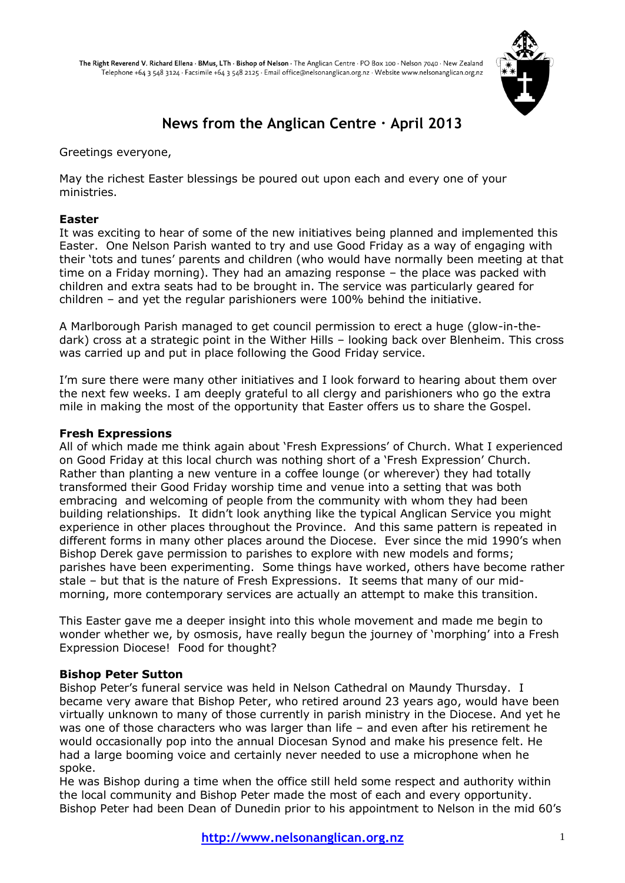The Right Reverend V. Richard Ellena · BMus, LTh · Bishop of Nelson · The Anglican Centre · PO Box 100 · Nelson 7040 · New Zealand
Telephone +64 3 548 3124 · Facsimile +64 3 548 2125 · Email office@nelsonanglican.org.nz · Website www.nelsonanglican.org.nz

# News from the Anglican Centre · April 2013

Greetings everyone,

May the richest Easter blessings be poured out upon each and every one of your ministries.

**Easter**

It was exciting to hear of some of the new initiatives being planned and implemented this Easter. One Nelson Parish wanted to try and use Good Friday as a way of engaging with their 'tots and tunes' parents and children (who would have normally been meeting at that time on a Friday morning). They had an amazing response – the place was packed with children and extra seats had to be brought in. The service was particularly geared for children – and yet the regular parishioners were 100% behind the initiative.

A Marlborough Parish managed to get council permission to erect a huge (glow-in-the-dark) cross at a strategic point in the Wither Hills – looking back over Blenheim. This cross was carried up and put in place following the Good Friday service.

I'm sure there were many other initiatives and I look forward to hearing about them over the next few weeks. I am deeply grateful to all clergy and parishioners who go the extra mile in making the most of the opportunity that Easter offers us to share the Gospel.

**Fresh Expressions**

All of which made me think again about 'Fresh Expressions' of Church. What I experienced on Good Friday at this local church was nothing short of a 'Fresh Expression' Church. Rather than planting a new venture in a coffee lounge (or wherever) they had totally transformed their Good Friday worship time and venue into a setting that was both embracing and welcoming of people from the community with whom they had been building relationships. It didn't look anything like the typical Anglican Service you might experience in other places throughout the Province. And this same pattern is repeated in different forms in many other places around the Diocese. Ever since the mid 1990's when Bishop Derek gave permission to parishes to explore with new models and forms; parishes have been experimenting. Some things have worked, others have become rather stale – but that is the nature of Fresh Expressions. It seems that many of our mid-morning, more contemporary services are actually an attempt to make this transition.

This Easter gave me a deeper insight into this whole movement and made me begin to wonder whether we, by osmosis, have really begun the journey of 'morphing' into a Fresh Expression Diocese! Food for thought?

**Bishop Peter Sutton**

Bishop Peter's funeral service was held in Nelson Cathedral on Maundy Thursday. I became very aware that Bishop Peter, who retired around 23 years ago, would have been virtually unknown to many of those currently in parish ministry in the Diocese. And yet he was one of those characters who was larger than life – and even after his retirement he would occasionally pop into the annual Diocesan Synod and make his presence felt. He had a large booming voice and certainly never needed to use a microphone when he spoke.

He was Bishop during a time when the office still held some respect and authority within the local community and Bishop Peter made the most of each and every opportunity. Bishop Peter had been Dean of Dunedin prior to his appointment to Nelson in the mid 60's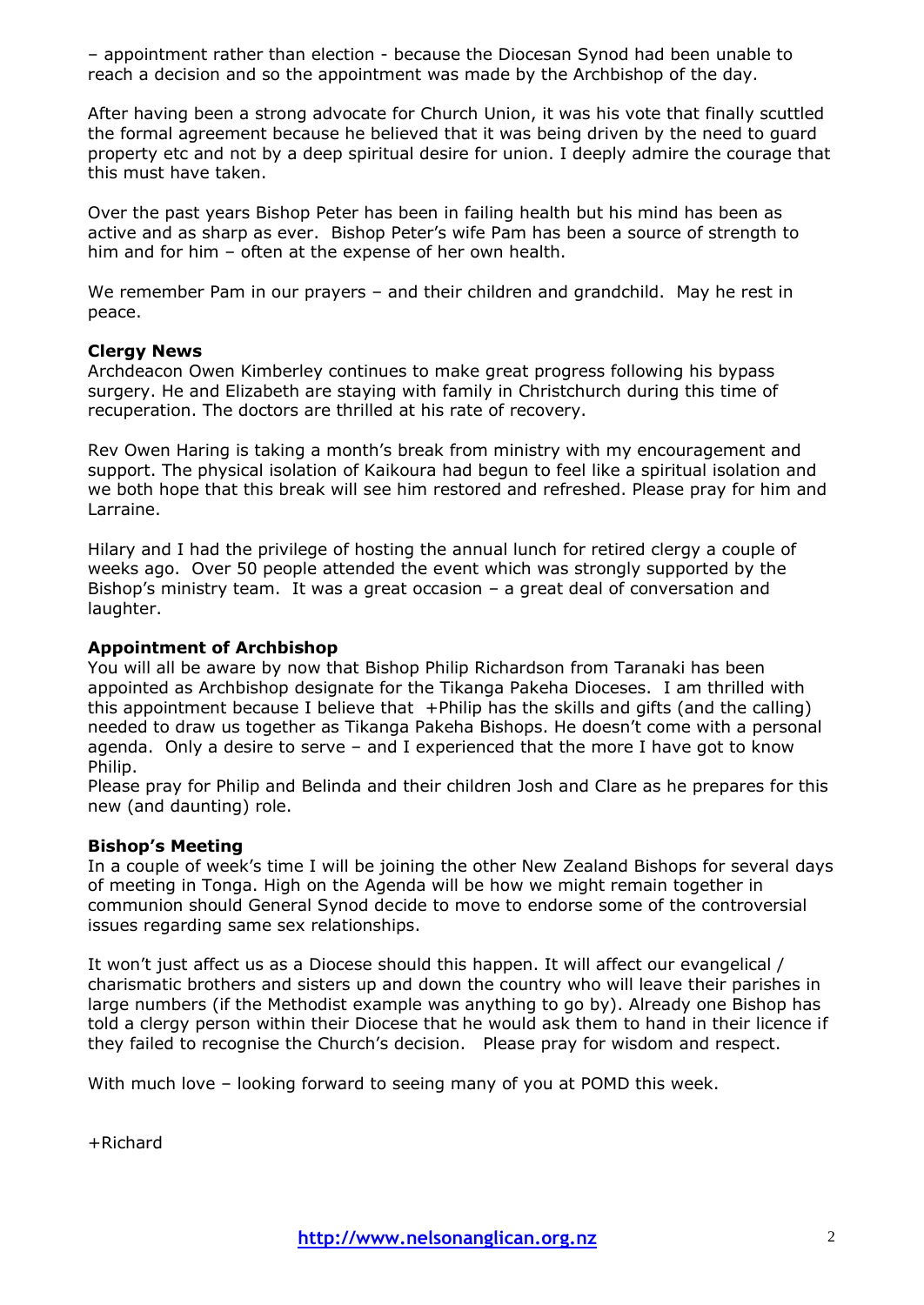– appointment rather than election - because the Diocesan Synod had been unable to reach a decision and so the appointment was made by the Archbishop of the day.

After having been a strong advocate for Church Union, it was his vote that finally scuttled the formal agreement because he believed that it was being driven by the need to guard property etc and not by a deep spiritual desire for union. I deeply admire the courage that this must have taken.

Over the past years Bishop Peter has been in failing health but his mind has been as active and as sharp as ever. Bishop Peter's wife Pam has been a source of strength to him and for him – often at the expense of her own health.

We remember Pam in our prayers – and their children and grandchild. May he rest in peace.

**Clergy News**

Archdeacon Owen Kimberley continues to make great progress following his bypass surgery. He and Elizabeth are staying with family in Christchurch during this time of recuperation. The doctors are thrilled at his rate of recovery.

Rev Owen Haring is taking a month's break from ministry with my encouragement and support. The physical isolation of Kaikoura had begun to feel like a spiritual isolation and we both hope that this break will see him restored and refreshed. Please pray for him and Larraine.

Hilary and I had the privilege of hosting the annual lunch for retired clergy a couple of weeks ago. Over 50 people attended the event which was strongly supported by the Bishop's ministry team. It was a great occasion – a great deal of conversation and laughter.

**Appointment of Archbishop**

You will all be aware by now that Bishop Philip Richardson from Taranaki has been appointed as Archbishop designate for the Tikanga Pakeha Dioceses. I am thrilled with this appointment because I believe that +Philip has the skills and gifts (and the calling) needed to draw us together as Tikanga Pakeha Bishops. He doesn't come with a personal agenda. Only a desire to serve – and I experienced that the more I have got to know Philip.

Please pray for Philip and Belinda and their children Josh and Clare as he prepares for this new (and daunting) role.

**Bishop's Meeting**

In a couple of week's time I will be joining the other New Zealand Bishops for several days of meeting in Tonga. High on the Agenda will be how we might remain together in communion should General Synod decide to move to endorse some of the controversial issues regarding same sex relationships.

It won't just affect us as a Diocese should this happen. It will affect our evangelical / charismatic brothers and sisters up and down the country who will leave their parishes in large numbers (if the Methodist example was anything to go by). Already one Bishop has told a clergy person within their Diocese that he would ask them to hand in their licence if they failed to recognise the Church's decision. Please pray for wisdom and respect.

With much love – looking forward to seeing many of you at POMD this week.

+Richard

**http://www.nelsonanglican.org.nz**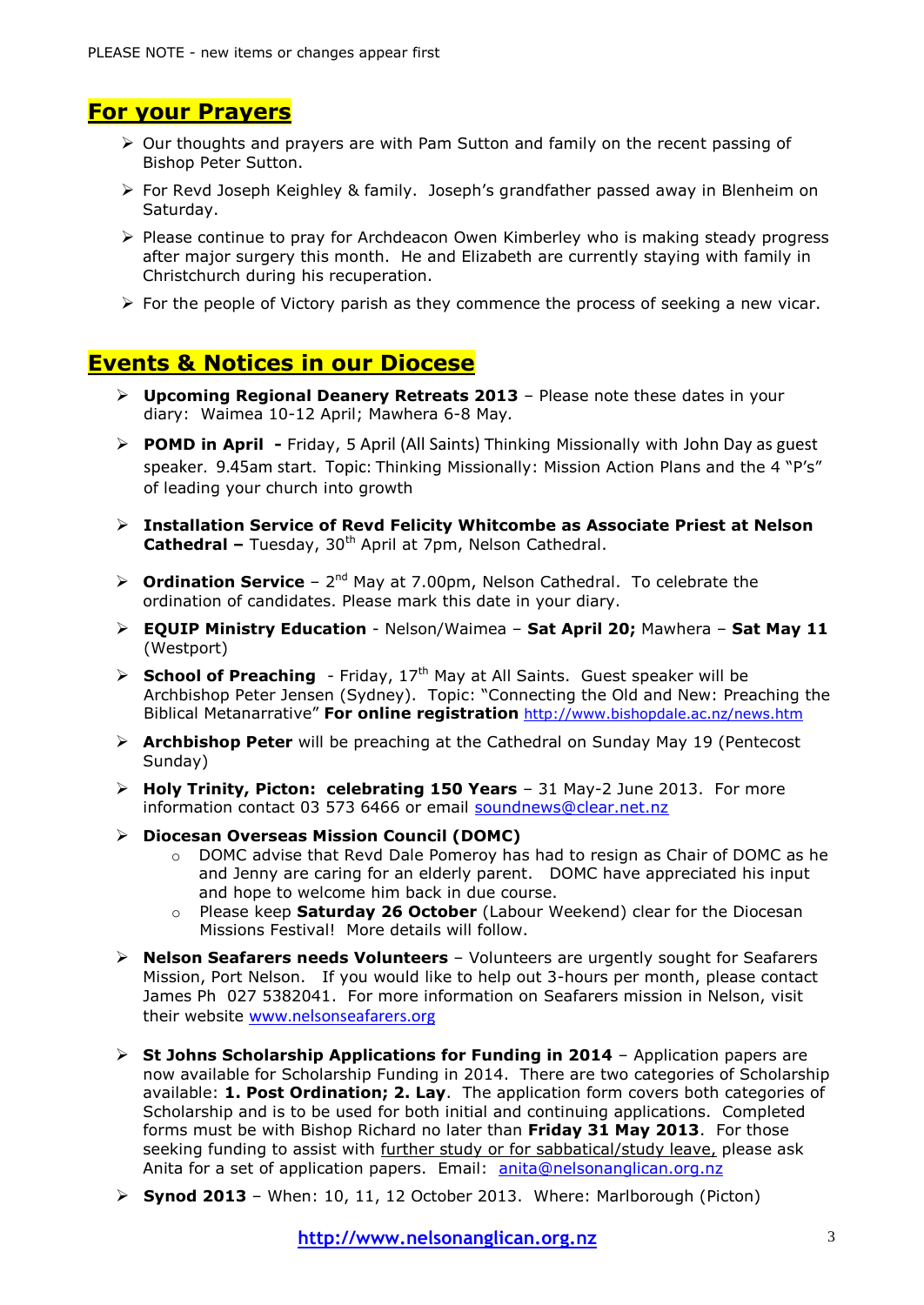PLEASE NOTE - new items or changes appear first

## For your Prayers

- Our thoughts and prayers are with Pam Sutton and family on the recent passing of Bishop Peter Sutton.
- For Revd Joseph Keighley & family. Joseph's grandfather passed away in Blenheim on Saturday.
- Please continue to pray for Archdeacon Owen Kimberley who is making steady progress after major surgery this month. He and Elizabeth are currently staying with family in Christchurch during his recuperation.
- For the people of Victory parish as they commence the process of seeking a new vicar.

## Events & Notices in our Diocese

- **Upcoming Regional Deanery Retreats 2013** – Please note these dates in your diary: Waimea 10-12 April; Mawhera 6-8 May.
- **POMD in April -** Friday, 5 April (All Saints) Thinking Missionally with John Day as guest speaker. 9.45am start. Topic: Thinking Missionally: Mission Action Plans and the 4 "P's" of leading your church into growth
- **Installation Service of Revd Felicity Whitcombe as Associate Priest at Nelson Cathedral –** Tuesday, 30th April at 7pm, Nelson Cathedral.
- **Ordination Service** – 2nd May at 7.00pm, Nelson Cathedral. To celebrate the ordination of candidates. Please mark this date in your diary.
- **EQUIP Ministry Education** - Nelson/Waimea – **Sat April 20;** Mawhera – **Sat May 11** (Westport)
- **School of Preaching** - Friday, 17th May at All Saints. Guest speaker will be Archbishop Peter Jensen (Sydney). Topic: "Connecting the Old and New: Preaching the Biblical Metanarrative" **For online registration** http://www.bishopdale.ac.nz/news.htm
- **Archbishop Peter** will be preaching at the Cathedral on Sunday May 19 (Pentecost Sunday)
- **Holy Trinity, Picton: celebrating 150 Years** – 31 May-2 June 2013. For more information contact 03 573 6466 or email soundnews@clear.net.nz
- **Diocesan Overseas Mission Council (DOMC)**
  - DOMC advise that Revd Dale Pomeroy has had to resign as Chair of DOMC as he and Jenny are caring for an elderly parent. DOMC have appreciated his input and hope to welcome him back in due course.
  - Please keep **Saturday 26 October** (Labour Weekend) clear for the Diocesan Missions Festival! More details will follow.
- **Nelson Seafarers needs Volunteers** – Volunteers are urgently sought for Seafarers Mission, Port Nelson. If you would like to help out 3-hours per month, please contact James Ph 027 5382041. For more information on Seafarers mission in Nelson, visit their website www.nelsonseafarers.org
- **St Johns Scholarship Applications for Funding in 2014** – Application papers are now available for Scholarship Funding in 2014. There are two categories of Scholarship available: **1. Post Ordination; 2. Lay**. The application form covers both categories of Scholarship and is to be used for both initial and continuing applications. Completed forms must be with Bishop Richard no later than **Friday 31 May 2013**. For those seeking funding to assist with further study or for sabbatical/study leave, please ask Anita for a set of application papers. Email: anita@nelsonanglican.org.nz
- **Synod 2013** – When: 10, 11, 12 October 2013. Where: Marlborough (Picton)

http://www.nelsonanglican.org.nz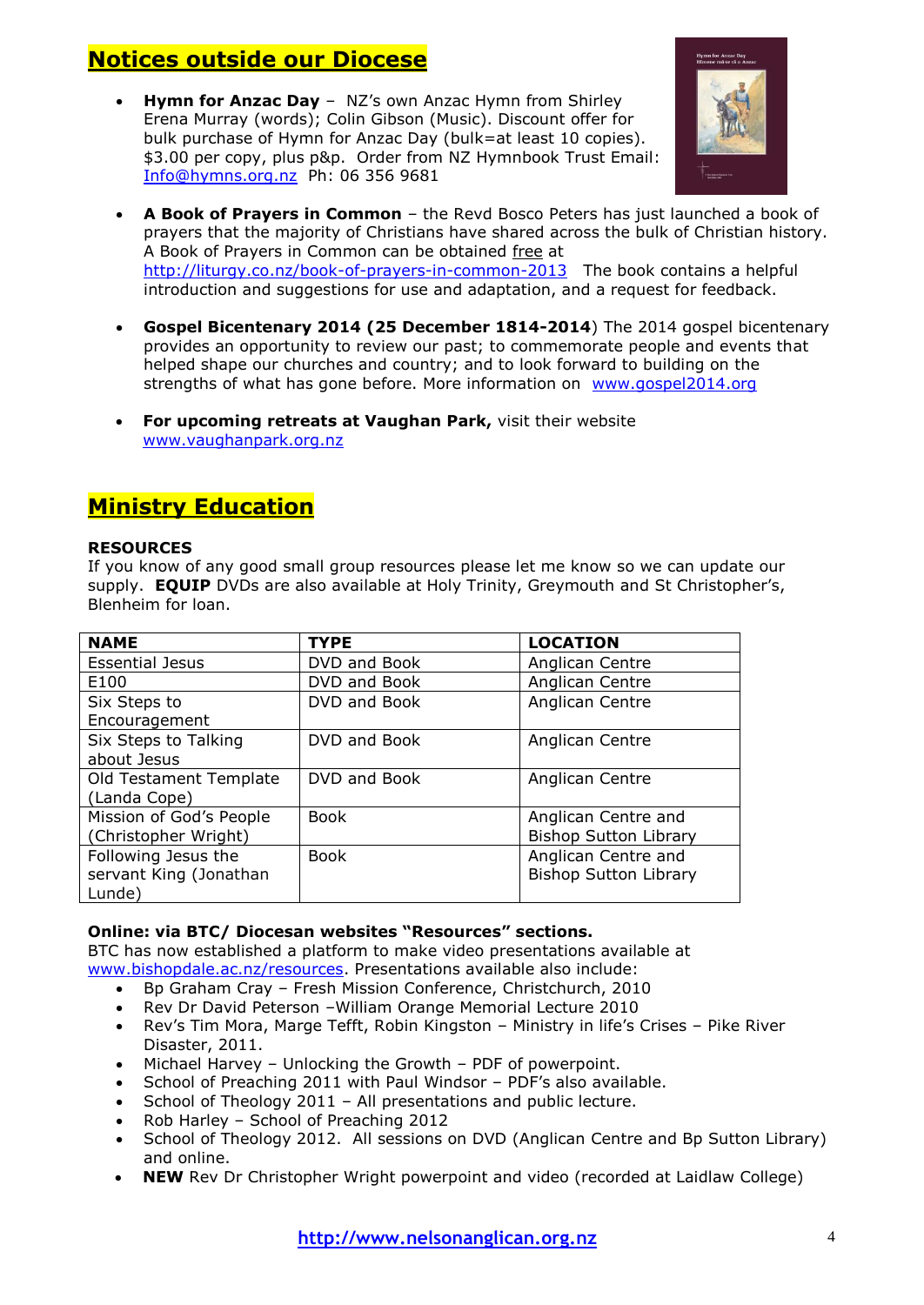## Notices outside our Diocese

- **Hymn for Anzac Day** – NZ's own Anzac Hymn from Shirley Erena Murray (words); Colin Gibson (Music). Discount offer for bulk purchase of Hymn for Anzac Day (bulk=at least 10 copies). $3.00 per copy, plus p&p. Order from NZ Hymnbook Trust Email: Info@hymns.org.nz Ph: 06 356 9681

- **A Book of Prayers in Common** – the Revd Bosco Peters has just launched a book of prayers that the majority of Christians have shared across the bulk of Christian history. A Book of Prayers in Common can be obtained free at http://liturgy.co.nz/book-of-prayers-in-common-2013 The book contains a helpful introduction and suggestions for use and adaptation, and a request for feedback.

- **Gospel Bicentenary 2014 (25 December 1814-2014**) The 2014 gospel bicentenary provides an opportunity to review our past; to commemorate people and events that helped shape our churches and country; and to look forward to building on the strengths of what has gone before. More information on www.gospel2014.org

- **For upcoming retreats at Vaughan Park,** visit their website www.vaughanpark.org.nz

## Ministry Education

**RESOURCES**

If you know of any good small group resources please let me know so we can update our supply. **EQUIP** DVDs are also available at Holy Trinity, Greymouth and St Christopher's, Blenheim for loan.

| NAME | TYPE | LOCATION |
|---|---|---|
| Essential Jesus | DVD and Book | Anglican Centre |
| E100 | DVD and Book | Anglican Centre |
| Six Steps to Encouragement | DVD and Book | Anglican Centre |
| Six Steps to Talking about Jesus | DVD and Book | Anglican Centre |
| Old Testament Template (Landa Cope) | DVD and Book | Anglican Centre |
| Mission of God's People (Christopher Wright) | Book | Anglican Centre and Bishop Sutton Library |
| Following Jesus the servant King (Jonathan Lunde) | Book | Anglican Centre and Bishop Sutton Library |

**Online: via BTC/ Diocesan websites "Resources" sections.**

BTC has now established a platform to make video presentations available at www.bishopdale.ac.nz/resources. Presentations available also include:

- Bp Graham Cray – Fresh Mission Conference, Christchurch, 2010
- Rev Dr David Peterson –William Orange Memorial Lecture 2010
- Rev's Tim Mora, Marge Tefft, Robin Kingston – Ministry in life's Crises – Pike River Disaster, 2011.
- Michael Harvey – Unlocking the Growth – PDF of powerpoint.
- School of Preaching 2011 with Paul Windsor – PDF's also available.
- School of Theology 2011 – All presentations and public lecture.
- Rob Harley – School of Preaching 2012
- School of Theology 2012. All sessions on DVD (Anglican Centre and Bp Sutton Library) and online.
- **NEW** Rev Dr Christopher Wright powerpoint and video (recorded at Laidlaw College)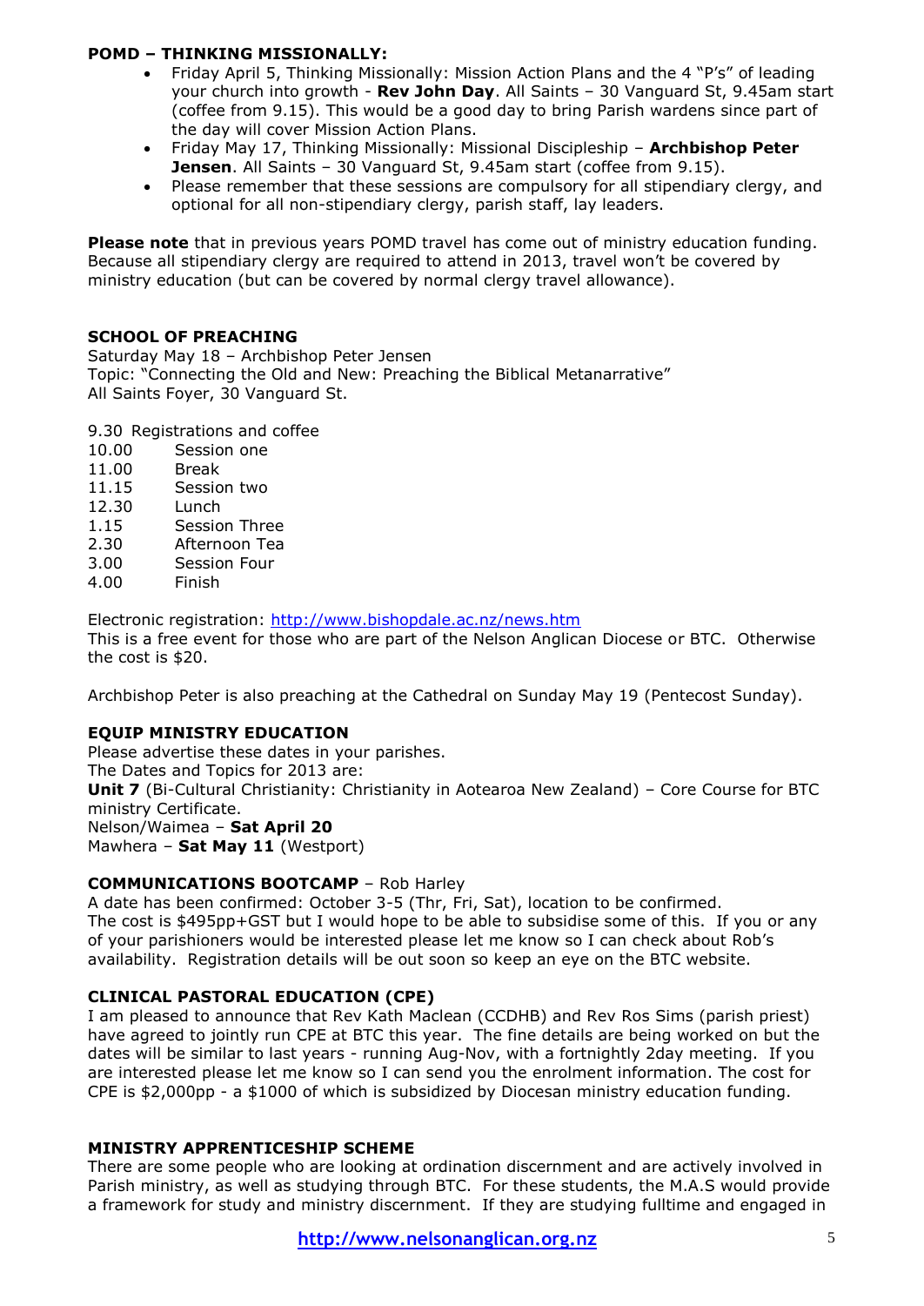**POMD – THINKING MISSIONALLY:**

- Friday April 5, Thinking Missionally: Mission Action Plans and the 4 "P's" of leading your church into growth - **Rev John Day**. All Saints – 30 Vanguard St, 9.45am start (coffee from 9.15). This would be a good day to bring Parish wardens since part of the day will cover Mission Action Plans.
- Friday May 17, Thinking Missionally: Missional Discipleship – **Archbishop Peter Jensen**. All Saints – 30 Vanguard St, 9.45am start (coffee from 9.15).
- Please remember that these sessions are compulsory for all stipendiary clergy, and optional for all non-stipendiary clergy, parish staff, lay leaders.

**Please note** that in previous years POMD travel has come out of ministry education funding. Because all stipendiary clergy are required to attend in 2013, travel won't be covered by ministry education (but can be covered by normal clergy travel allowance).

**SCHOOL OF PREACHING**

Saturday May 18 – Archbishop Peter Jensen
Topic: "Connecting the Old and New: Preaching the Biblical Metanarrative"
All Saints Foyer, 30 Vanguard St.

9.30 Registrations and coffee
10.00 Session one
11.00 Break
11.15 Session two
12.30 Lunch
1.15 Session Three
2.30 Afternoon Tea
3.00 Session Four
4.00 Finish

Electronic registration: http://www.bishopdale.ac.nz/news.htm
This is a free event for those who are part of the Nelson Anglican Diocese or BTC. Otherwise the cost is $20.

Archbishop Peter is also preaching at the Cathedral on Sunday May 19 (Pentecost Sunday).

**EQUIP MINISTRY EDUCATION**

Please advertise these dates in your parishes.
The Dates and Topics for 2013 are:
**Unit 7** (Bi-Cultural Christianity: Christianity in Aotearoa New Zealand) – Core Course for BTC ministry Certificate.
Nelson/Waimea – **Sat April 20**
Mawhera – **Sat May 11** (Westport)

**COMMUNICATIONS BOOTCAMP** – Rob Harley

A date has been confirmed: October 3-5 (Thr, Fri, Sat), location to be confirmed.
The cost is $495pp+GST but I would hope to be able to subsidise some of this. If you or any of your parishioners would be interested please let me know so I can check about Rob's availability. Registration details will be out soon so keep an eye on the BTC website.

**CLINICAL PASTORAL EDUCATION (CPE)**

I am pleased to announce that Rev Kath Maclean (CCDHB) and Rev Ros Sims (parish priest) have agreed to jointly run CPE at BTC this year. The fine details are being worked on but the dates will be similar to last years - running Aug-Nov, with a fortnightly 2day meeting. If you are interested please let me know so I can send you the enrolment information. The cost for CPE is $2,000pp - a $1000 of which is subsidized by Diocesan ministry education funding.

**MINISTRY APPRENTICESHIP SCHEME**

There are some people who are looking at ordination discernment and are actively involved in Parish ministry, as well as studying through BTC. For these students, the M.A.S would provide a framework for study and ministry discernment. If they are studying fulltime and engaged in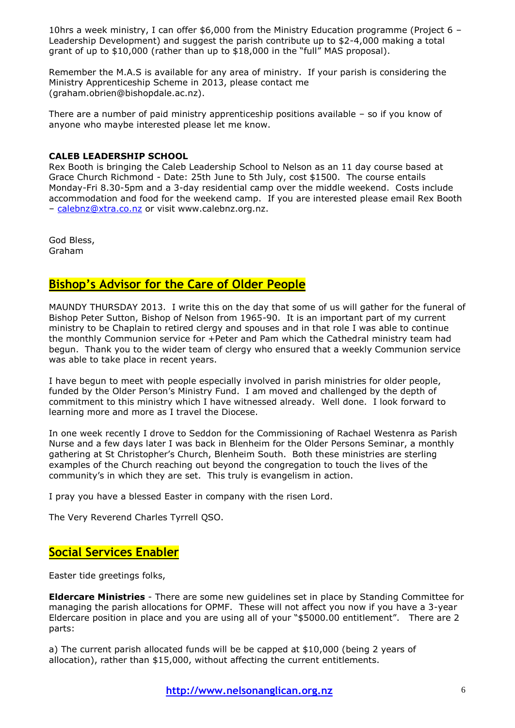10hrs a week ministry, I can offer $6,000 from the Ministry Education programme (Project 6 – Leadership Development) and suggest the parish contribute up to $2-4,000 making a total grant of up to $10,000 (rather than up to $18,000 in the "full" MAS proposal).

Remember the M.A.S is available for any area of ministry. If your parish is considering the Ministry Apprenticeship Scheme in 2013, please contact me (graham.obrien@bishopdale.ac.nz).

There are a number of paid ministry apprenticeship positions available – so if you know of anyone who maybe interested please let me know.

**CALEB LEADERSHIP SCHOOL**

Rex Booth is bringing the Caleb Leadership School to Nelson as an 11 day course based at Grace Church Richmond - Date: 25th June to 5th July, cost $1500. The course entails Monday-Fri 8.30-5pm and a 3-day residential camp over the middle weekend. Costs include accommodation and food for the weekend camp. If you are interested please email Rex Booth – calebnz@xtra.co.nz or visit www.calebnz.org.nz.

God Bless,
Graham

## Bishop's Advisor for the Care of Older People

MAUNDY THURSDAY 2013. I write this on the day that some of us will gather for the funeral of Bishop Peter Sutton, Bishop of Nelson from 1965-90. It is an important part of my current ministry to be Chaplain to retired clergy and spouses and in that role I was able to continue the monthly Communion service for +Peter and Pam which the Cathedral ministry team had begun. Thank you to the wider team of clergy who ensured that a weekly Communion service was able to take place in recent years.

I have begun to meet with people especially involved in parish ministries for older people, funded by the Older Person's Ministry Fund. I am moved and challenged by the depth of commitment to this ministry which I have witnessed already. Well done. I look forward to learning more and more as I travel the Diocese.

In one week recently I drove to Seddon for the Commissioning of Rachael Westenra as Parish Nurse and a few days later I was back in Blenheim for the Older Persons Seminar, a monthly gathering at St Christopher's Church, Blenheim South. Both these ministries are sterling examples of the Church reaching out beyond the congregation to touch the lives of the community's in which they are set. This truly is evangelism in action.

I pray you have a blessed Easter in company with the risen Lord.

The Very Reverend Charles Tyrrell QSO.

## Social Services Enabler

Easter tide greetings folks,

**Eldercare Ministries** - There are some new guidelines set in place by Standing Committee for managing the parish allocations for OPMF. These will not affect you now if you have a 3-year Eldercare position in place and you are using all of your "$5000.00 entitlement". There are 2 parts:

a) The current parish allocated funds will be be capped at $10,000 (being 2 years of allocation), rather than $15,000, without affecting the current entitlements.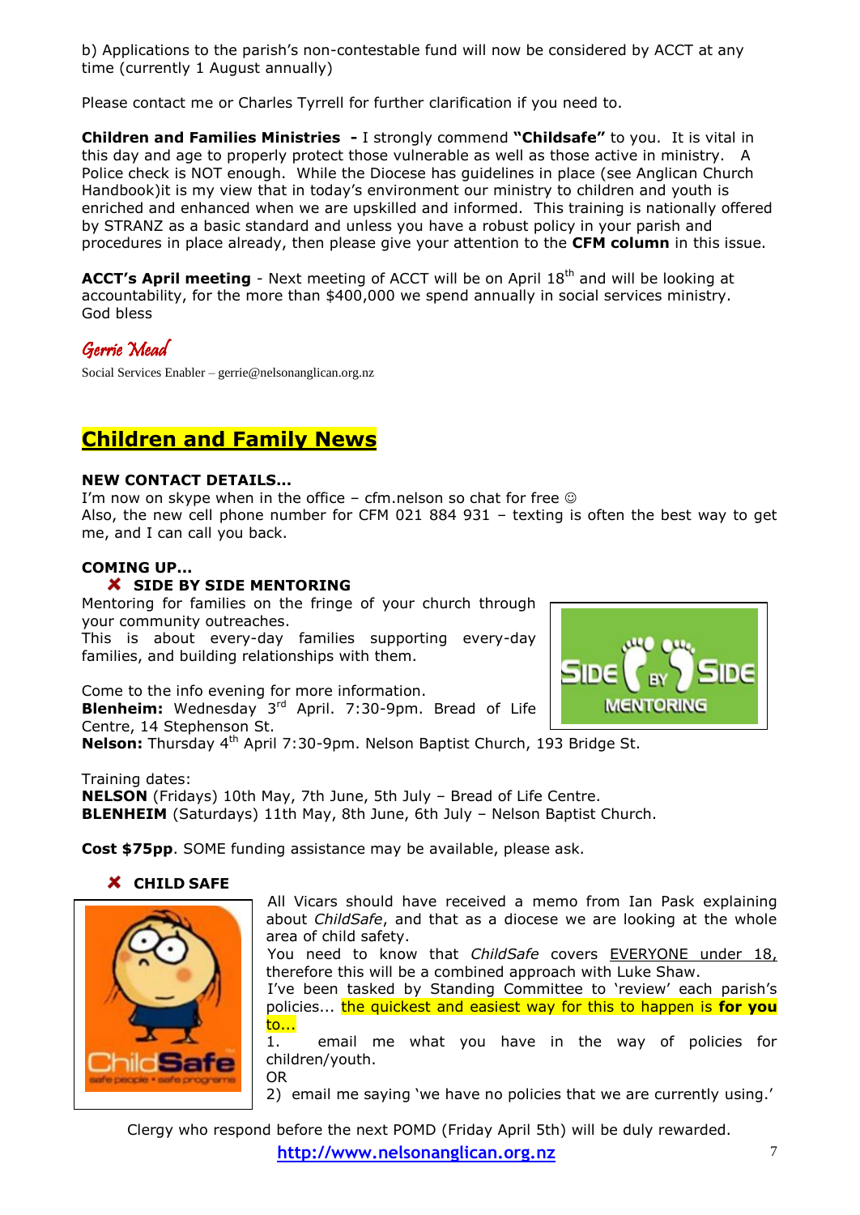b) Applications to the parish's non-contestable fund will now be considered by ACCT at any time (currently 1 August annually)

Please contact me or Charles Tyrrell for further clarification if you need to.

**Children and Families Ministries** - I strongly commend **"Childsafe"** to you. It is vital in this day and age to properly protect those vulnerable as well as those active in ministry. A Police check is NOT enough. While the Diocese has guidelines in place (see Anglican Church Handbook)it is my view that in today's environment our ministry to children and youth is enriched and enhanced when we are upskilled and informed. This training is nationally offered by STRANZ as a basic standard and unless you have a robust policy in your parish and procedures in place already, then please give your attention to the **CFM column** in this issue.

**ACCT's April meeting** - Next meeting of ACCT will be on April 18th and will be looking at accountability, for the more than $400,000 we spend annually in social services ministry.
God bless

*Gerrie Mead*

Social Services Enabler – gerrie@nelsonanglican.org.nz

## Children and Family News

**NEW CONTACT DETAILS...**

I'm now on skype when in the office – cfm.nelson so chat for free ☺
Also, the new cell phone number for CFM 021 884 931 – texting is often the best way to get me, and I can call you back.

**COMING UP...**

✘ **SIDE BY SIDE MENTORING**

Mentoring for families on the fringe of your church through your community outreaches.
This is about every-day families supporting every-day families, and building relationships with them.

Come to the info evening for more information.
**Blenheim:** Wednesday 3rd April. 7:30-9pm. Bread of Life Centre, 14 Stephenson St.
**Nelson:** Thursday 4th April 7:30-9pm. Nelson Baptist Church, 193 Bridge St.

Training dates:
**NELSON** (Fridays) 10th May, 7th June, 5th July – Bread of Life Centre.
**BLENHEIM** (Saturdays) 11th May, 8th June, 6th July – Nelson Baptist Church.

**Cost $75pp**. SOME funding assistance may be available, please ask.

✘ **CHILD SAFE**

All Vicars should have received a memo from Ian Pask explaining about *ChildSafe*, and that as a diocese we are looking at the whole area of child safety.
You need to know that *ChildSafe* covers EVERYONE under 18, therefore this will be a combined approach with Luke Shaw.
I've been tasked by Standing Committee to 'review' each parish's policies... the quickest and easiest way for this to happen is **for you** to...

1. email me what you have in the way of policies for children/youth.

OR

2) email me saying 'we have no policies that we are currently using.'

Clergy who respond before the next POMD (Friday April 5th) will be duly rewarded.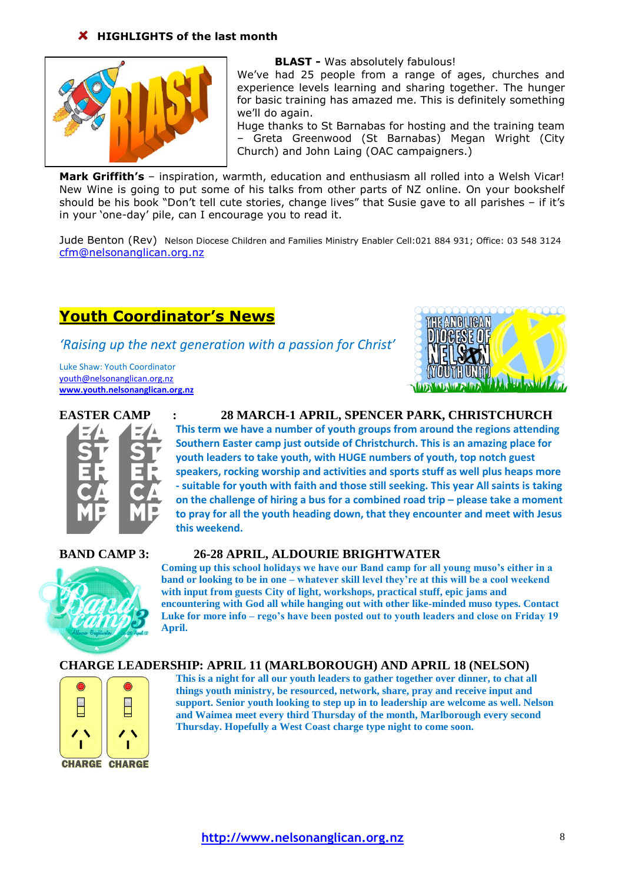### ✘ HIGHLIGHTS of the last month

**BLAST -** Was absolutely fabulous!
We've had 25 people from a range of ages, churches and experience levels learning and sharing together. The hunger for basic training has amazed me. This is definitely something we'll do again.
Huge thanks to St Barnabas for hosting and the training team – Greta Greenwood (St Barnabas) Megan Wright (City Church) and John Laing (OAC campaigners.)

**Mark Griffith's** – inspiration, warmth, education and enthusiasm all rolled into a Welsh Vicar! New Wine is going to put some of his talks from other parts of NZ online. On your bookshelf should be his book "Don't tell cute stories, change lives" that Susie gave to all parishes – if it's in your 'one-day' pile, can I encourage you to read it.

Jude Benton (Rev) Nelson Diocese Children and Families Ministry Enabler Cell:021 884 931; Office: 03 548 3124
cfm@nelsonanglican.org.nz

## Youth Coordinator's News

*'Raising up the next generation with a passion for Christ'*

Luke Shaw: Youth Coordinator
youth@nelsonanglican.org.nz
**www.youth.nelsonanglican.org.nz**

**EASTER CAMP : 28 MARCH-1 APRIL, SPENCER PARK, CHRISTCHURCH**

**This term we have a number of youth groups from around the regions attending Southern Easter camp just outside of Christchurch. This is an amazing place for youth leaders to take youth, with HUGE numbers of youth, top notch guest speakers, rocking worship and activities and sports stuff as well plus heaps more - suitable for youth with faith and those still seeking. This year All saints is taking on the challenge of hiring a bus for a combined road trip – please take a moment to pray for all the youth heading down, that they encounter and meet with Jesus this weekend.**

**BAND CAMP 3: 26-28 APRIL, ALDOURIE BRIGHTWATER**

**Coming up this school holidays we have our Band camp for all young muso's either in a band or looking to be in one – whatever skill level they're at this will be a cool weekend with input from guests City of light, workshops, practical stuff, epic jams and encountering with God all while hanging out with other like-minded muso types. Contact Luke for more info – rego's have been posted out to youth leaders and close on Friday 19 April.**

**CHARGE LEADERSHIP: APRIL 11 (MARLBOROUGH) AND APRIL 18 (NELSON)**

**This is a night for all our youth leaders to gather together over dinner, to chat all things youth ministry, be resourced, network, share, pray and receive input and support. Senior youth looking to step up in to leadership are welcome as well. Nelson and Waimea meet every third Thursday of the month, Marlborough every second Thursday. Hopefully a West Coast charge type night to come soon.**

**http://www.nelsonanglican.org.nz**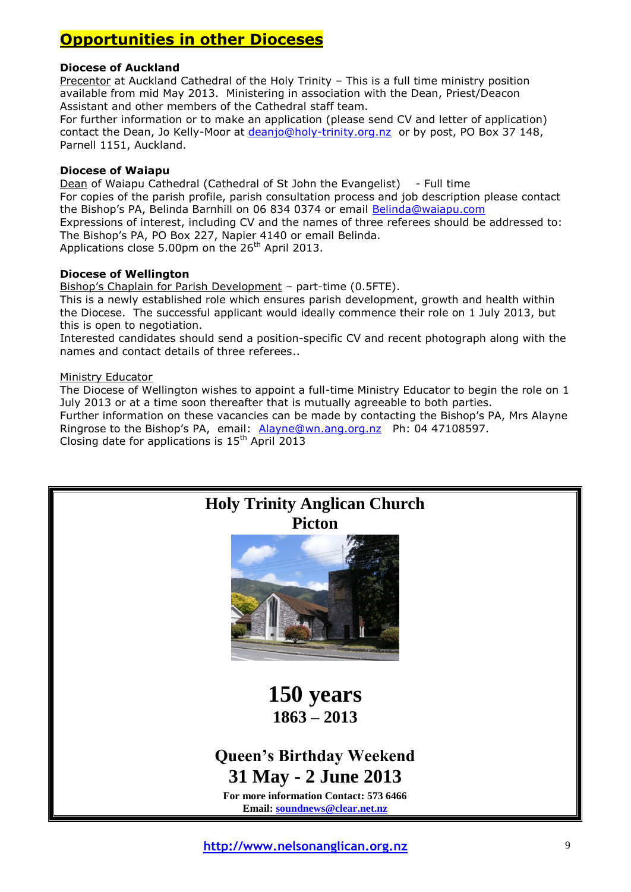## Opportunities in other Dioceses

**Diocese of Auckland**

Precentor at Auckland Cathedral of the Holy Trinity – This is a full time ministry position available from mid May 2013. Ministering in association with the Dean, Priest/Deacon Assistant and other members of the Cathedral staff team.

For further information or to make an application (please send CV and letter of application) contact the Dean, Jo Kelly-Moor at deanjo@holy-trinity.org.nz or by post, PO Box 37 148, Parnell 1151, Auckland.

**Diocese of Waiapu**

Dean of Waiapu Cathedral (Cathedral of St John the Evangelist) - Full time

For copies of the parish profile, parish consultation process and job description please contact the Bishop's PA, Belinda Barnhill on 06 834 0374 or email Belinda@waiapu.com

Expressions of interest, including CV and the names of three referees should be addressed to: The Bishop's PA, PO Box 227, Napier 4140 or email Belinda.

Applications close 5.00pm on the 26th April 2013.

**Diocese of Wellington**

Bishop's Chaplain for Parish Development – part-time (0.5FTE).

This is a newly established role which ensures parish development, growth and health within the Diocese. The successful applicant would ideally commence their role on 1 July 2013, but this is open to negotiation.

Interested candidates should send a position-specific CV and recent photograph along with the names and contact details of three referees..

Ministry Educator

The Diocese of Wellington wishes to appoint a full-time Ministry Educator to begin the role on 1 July 2013 or at a time soon thereafter that is mutually agreeable to both parties.

Further information on these vacancies can be made by contacting the Bishop's PA, Mrs Alayne Ringrose to the Bishop's PA, email: Alayne@wn.ang.org.nz Ph: 04 47108597.

Closing date for applications is 15th April 2013

---

**Holy Trinity Anglican Church**
**Picton**

**150 years**
**1863 – 2013**

**Queen's Birthday Weekend**
**31 May - 2 June 2013**

**For more information Contact: 573 6466**
**Email: soundnews@clear.net.nz**

http://www.nelsonanglican.org.nz